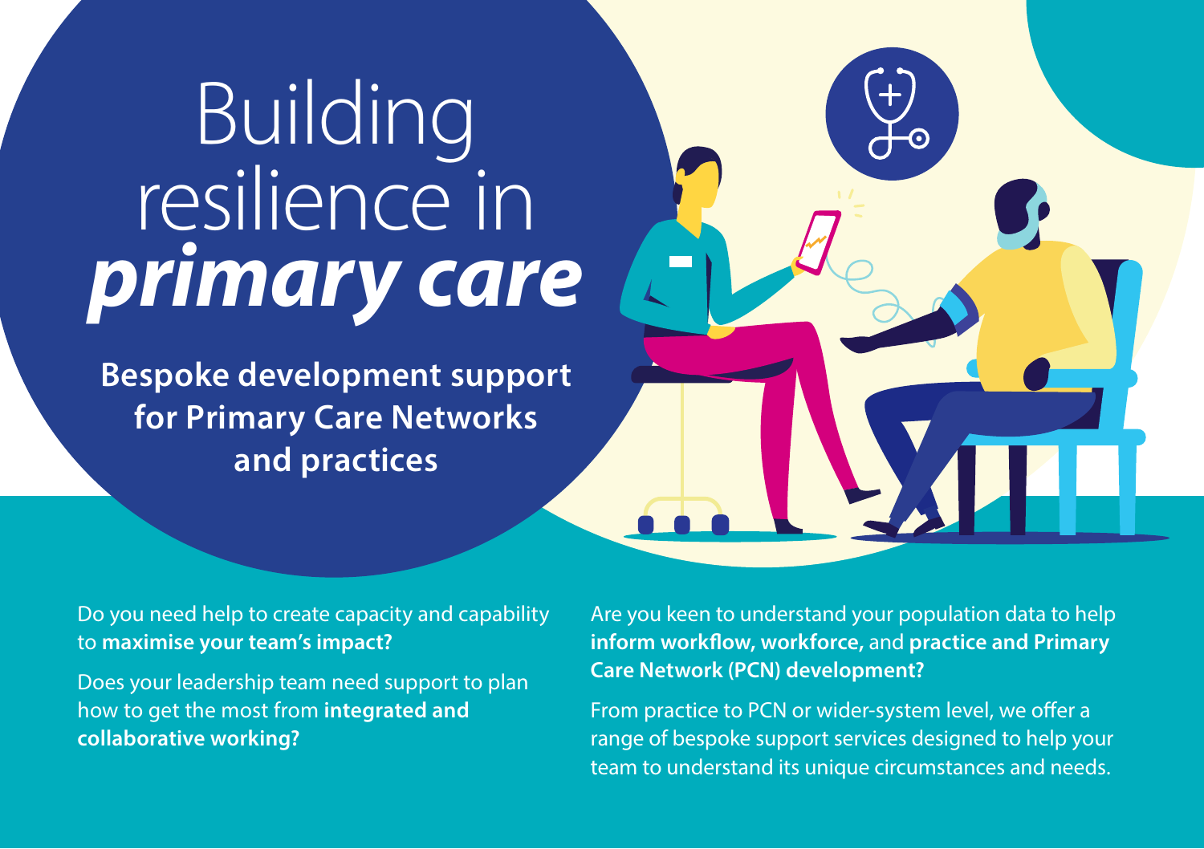# Building resilience in ***primary care***

**Bespoke development support for Primary Care Networks and practices**

Do you need help to create capacity and capability to **maximise your team's impact?**

Does your leadership team need support to plan how to get the most from **integrated and collaborative working?**

Are you keen to understand your population data to help **inform workflow, workforce,** and **practice and Primary Care Network (PCN) development?**

From practice to PCN or wider-system level, we offer a range of bespoke support services designed to help your team to understand its unique circumstances and needs.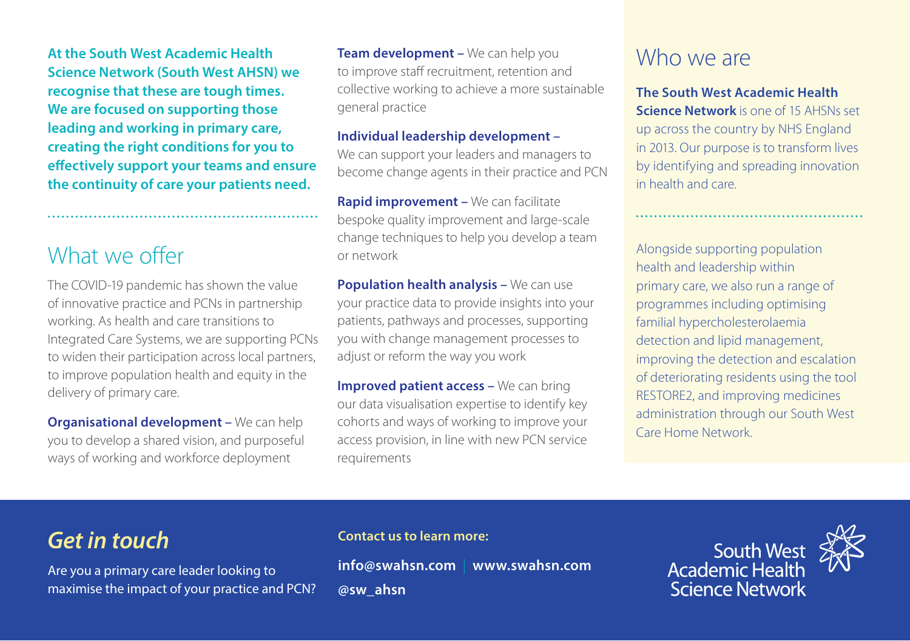**At the South West Academic Health Science Network (South West AHSN) we recognise that these are tough times. We are focused on supporting those leading and working in primary care, creating the right conditions for you to effectively support your teams and ensure the continuity of care your patients need.**

## What we offer

The COVID-19 pandemic has shown the value of innovative practice and PCNs in partnership working. As health and care transitions to Integrated Care Systems, we are supporting PCNs to widen their participation across local partners, to improve population health and equity in the delivery of primary care.

**Organisational development –** We can help you to develop a shared vision, and purposeful ways of working and workforce deployment

**Team development –** We can help you to improve staff recruitment, retention and collective working to achieve a more sustainable general practice

**Individual leadership development –** We can support your leaders and managers to become change agents in their practice and PCN

**Rapid improvement –** We can facilitate bespoke quality improvement and large-scale change techniques to help you develop a team or network

**Population health analysis –** We can use your practice data to provide insights into your patients, pathways and processes, supporting you with change management processes to adjust or reform the way you work

**Improved patient access –** We can bring our data visualisation expertise to identify key cohorts and ways of working to improve your access provision, in line with new PCN service requirements

## Who we are

**The South West Academic Health Science Network** is one of 15 AHSNs set up across the country by NHS England in 2013. Our purpose is to transform lives by identifying and spreading innovation in health and care.

Alongside supporting population health and leadership within primary care, we also run a range of programmes including optimising familial hypercholesterolaemia detection and lipid management, improving the detection and escalation of deteriorating residents using the tool RESTORE2, and improving medicines administration through our South West Care Home Network.

## *Get in touch*

Are you a primary care leader looking to maximise the impact of your practice and PCN?

**Contact us to learn more:**

**info@swahsn.com** | **www.swahsn.com**

**@sw_ahsn**

South West Academic Health Science Network